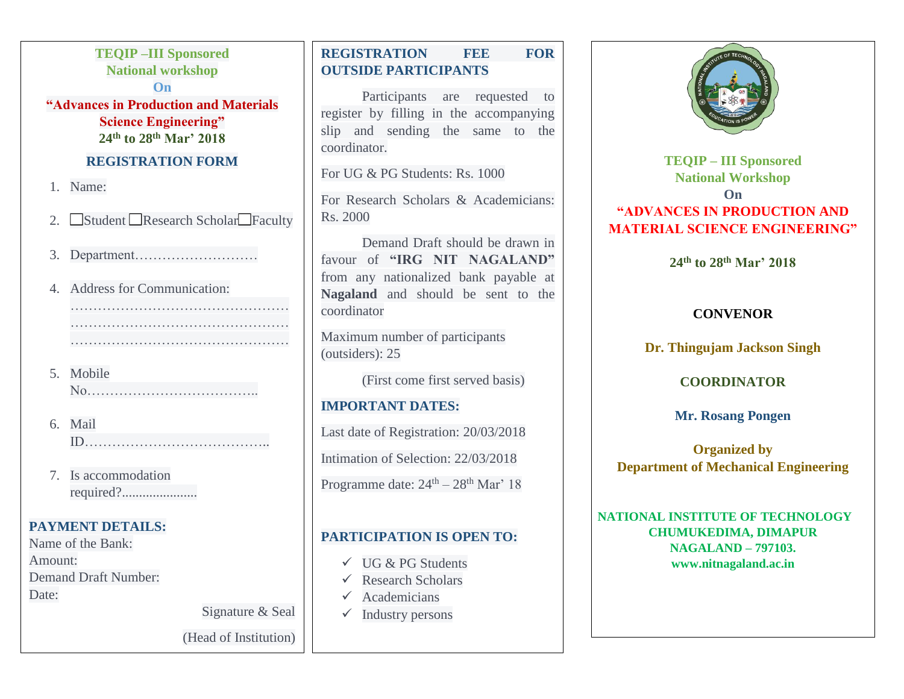**TEQIP –III Sponsored**
**National workshop**
**On**
**"Advances in Production and Materials Science Engineering"**
**24th to 28th Mar' 2018**

## REGISTRATION FORM

1. Name:
2. ☐Student ☐Research Scholar☐Faculty
3. Department………………………
4. Address for Communication: ……………………………………………………………………………………………………………………………………
5. Mobile No………………………………..
6. Mail ID…………………………………..
7. Is accommodation required?.....................

## PAYMENT DETAILS:

Name of the Bank:
Amount:
Demand Draft Number:
Date:

Signature & Seal

(Head of Institution)

## REGISTRATION FEE FOR OUTSIDE PARTICIPANTS

Participants are requested to register by filling in the accompanying slip and sending the same to the coordinator.

For UG & PG Students: Rs. 1000

For Research Scholars & Academicians: Rs. 2000

Demand Draft should be drawn in favour of **"IRG NIT NAGALAND"** from any nationalized bank payable at **Nagaland** and should be sent to the coordinator

Maximum number of participants (outsiders): 25

(First come first served basis)

## IMPORTANT DATES:

Last date of Registration: 20/03/2018

Intimation of Selection: 22/03/2018

Programme date: 24th – 28th Mar' 18

## PARTICIPATION IS OPEN TO:

- ✓ UG & PG Students
- ✓ Research Scholars
- ✓ Academicians
- ✓ Industry persons

**TEQIP – III Sponsored**
**National Workshop**
**On**
**"ADVANCES IN PRODUCTION AND MATERIAL SCIENCE ENGINEERING"**

**24th to 28th Mar' 2018**

**CONVENOR**

**Dr. Thingujam Jackson Singh**

**COORDINATOR**

**Mr. Rosang Pongen**

**Organized by**
**Department of Mechanical Engineering**

**NATIONAL INSTITUTE OF TECHNOLOGY**
**CHUMUKEDIMA, DIMAPUR**
**NAGALAND – 797103.**
**www.nitnagaland.ac.in**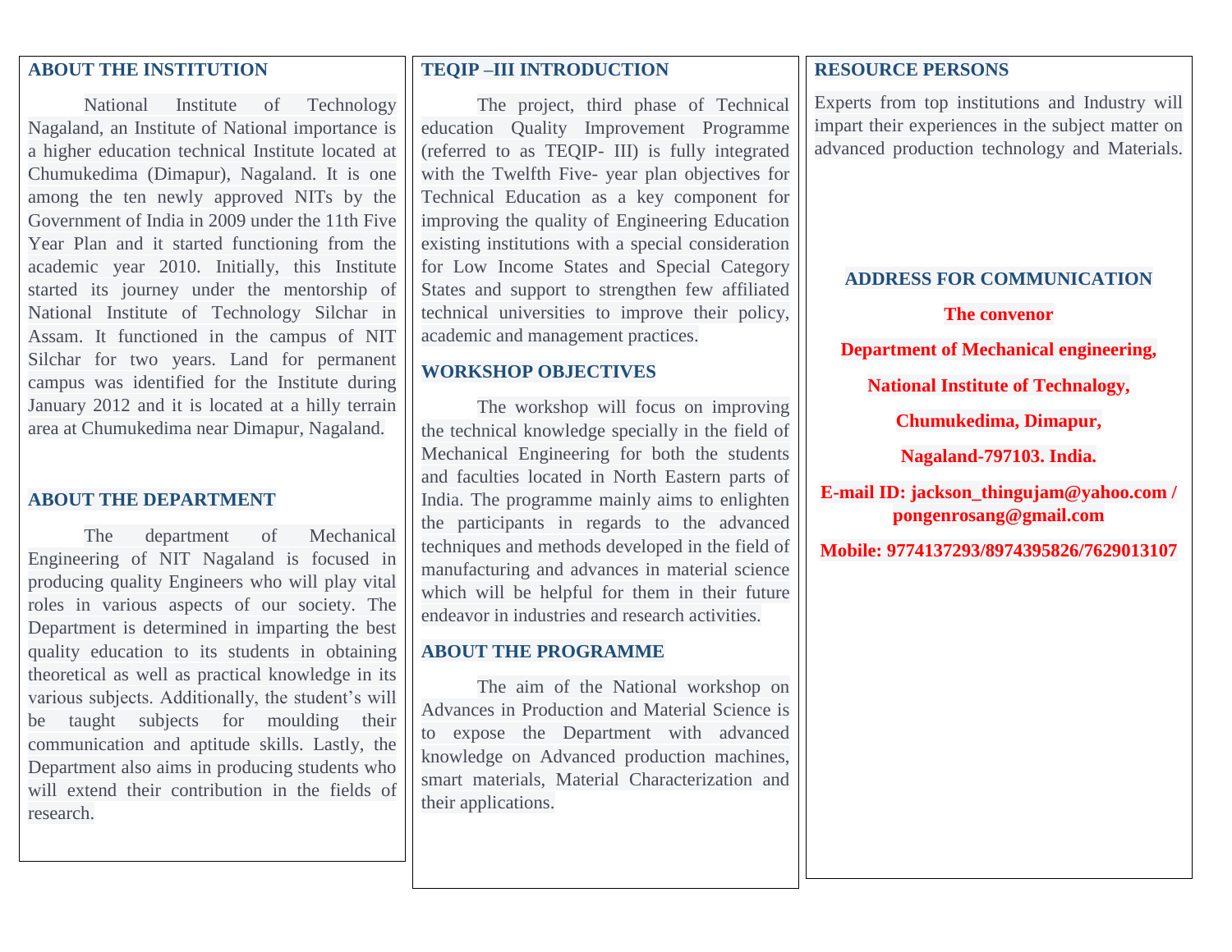## ABOUT THE INSTITUTION

National Institute of Technology Nagaland, an Institute of National importance is a higher education technical Institute located at Chumukedima (Dimapur), Nagaland. It is one among the ten newly approved NITs by the Government of India in 2009 under the 11th Five Year Plan and it started functioning from the academic year 2010. Initially, this Institute started its journey under the mentorship of National Institute of Technology Silchar in Assam. It functioned in the campus of NIT Silchar for two years. Land for permanent campus was identified for the Institute during January 2012 and it is located at a hilly terrain area at Chumukedima near Dimapur, Nagaland.

## ABOUT THE DEPARTMENT

The department of Mechanical Engineering of NIT Nagaland is focused in producing quality Engineers who will play vital roles in various aspects of our society. The Department is determined in imparting the best quality education to its students in obtaining theoretical as well as practical knowledge in its various subjects. Additionally, the student's will be taught subjects for moulding their communication and aptitude skills. Lastly, the Department also aims in producing students who will extend their contribution in the fields of research.

## TEQIP –III INTRODUCTION

The project, third phase of Technical education Quality Improvement Programme (referred to as TEQIP- III) is fully integrated with the Twelfth Five- year plan objectives for Technical Education as a key component for improving the quality of Engineering Education existing institutions with a special consideration for Low Income States and Special Category States and support to strengthen few affiliated technical universities to improve their policy, academic and management practices.

## WORKSHOP OBJECTIVES

The workshop will focus on improving the technical knowledge specially in the field of Mechanical Engineering for both the students and faculties located in North Eastern parts of India. The programme mainly aims to enlighten the participants in regards to the advanced techniques and methods developed in the field of manufacturing and advances in material science which will be helpful for them in their future endeavor in industries and research activities.

## ABOUT THE PROGRAMME

The aim of the National workshop on Advances in Production and Material Science is to expose the Department with advanced knowledge on Advanced production machines, smart materials, Material Characterization and their applications.

## RESOURCE PERSONS

Experts from top institutions and Industry will impart their experiences in the subject matter on advanced production technology and Materials.

## ADDRESS FOR COMMUNICATION

**The convenor**

**Department of Mechanical engineering,**

**National Institute of Technalogy,**

**Chumukedima, Dimapur,**

**Nagaland-797103. India.**

**E-mail ID: jackson_thingujam@yahoo.com / pongenrosang@gmail.com**

**Mobile: 9774137293/8974395826/7629013107**